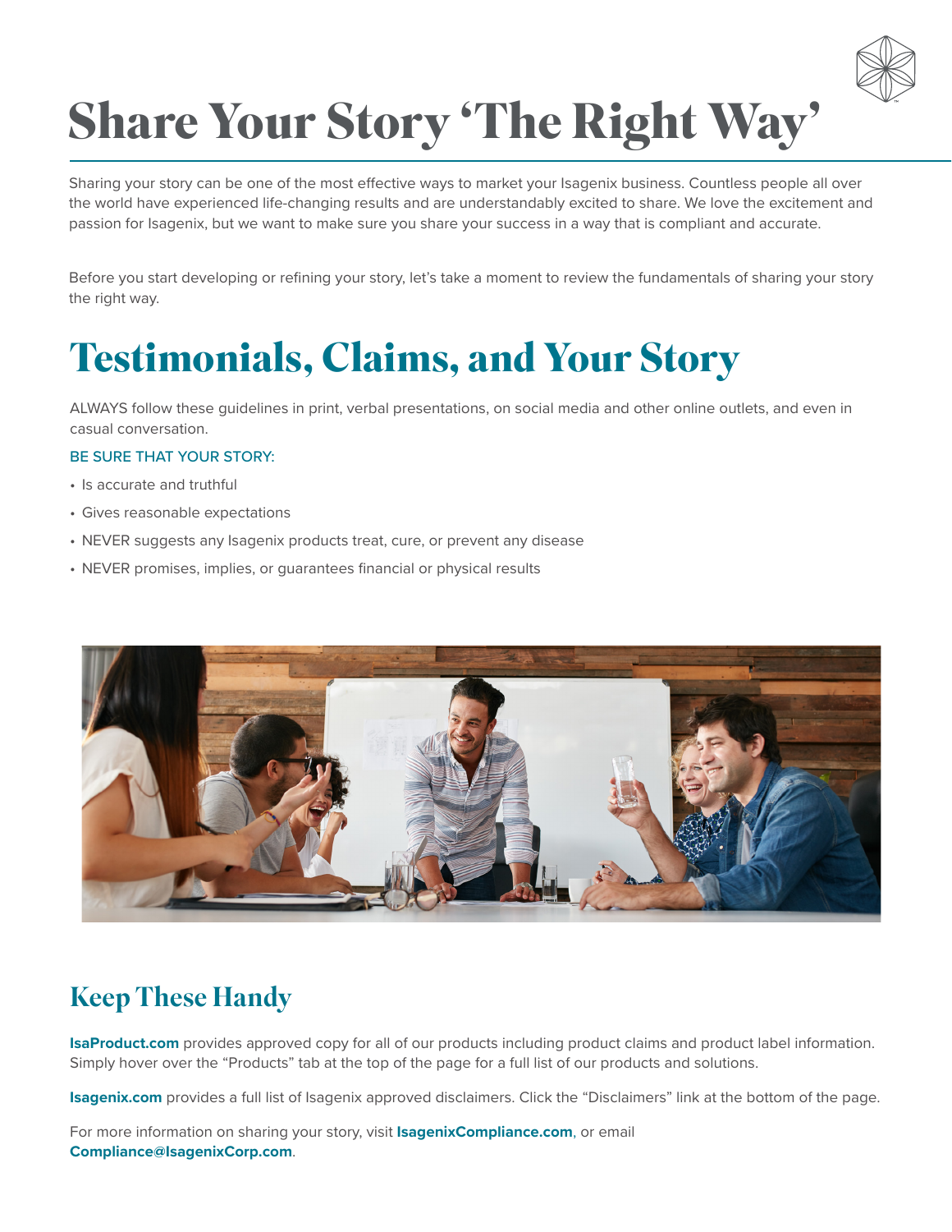# Share Your Story ‘The Right Way’

Sharing your story can be one of the most effective ways to market your Isagenix business. Countless people all over the world have experienced life-changing results and are understandably excited to share. We love the excitement and passion for Isagenix, but we want to make sure you share your success in a way that is compliant and accurate.

Before you start developing or refining your story, let’s take a moment to review the fundamentals of sharing your story the right way.

## Testimonials, Claims, and Your Story

ALWAYS follow these guidelines in print, verbal presentations, on social media and other online outlets, and even in casual conversation.

BE SURE THAT YOUR STORY:

- Is accurate and truthful
- Gives reasonable expectations
- NEVER suggests any Isagenix products treat, cure, or prevent any disease
- NEVER promises, implies, or guarantees financial or physical results

### Keep These Handy

**IsaProduct.com** provides approved copy for all of our products including product claims and product label information. Simply hover over the “Products” tab at the top of the page for a full list of our products and solutions.

**Isagenix.com** provides a full list of Isagenix approved disclaimers. Click the “Disclaimers” link at the bottom of the page.

For more information on sharing your story, visit **IsagenixCompliance.com**, or email **Compliance@IsagenixCorp.com**.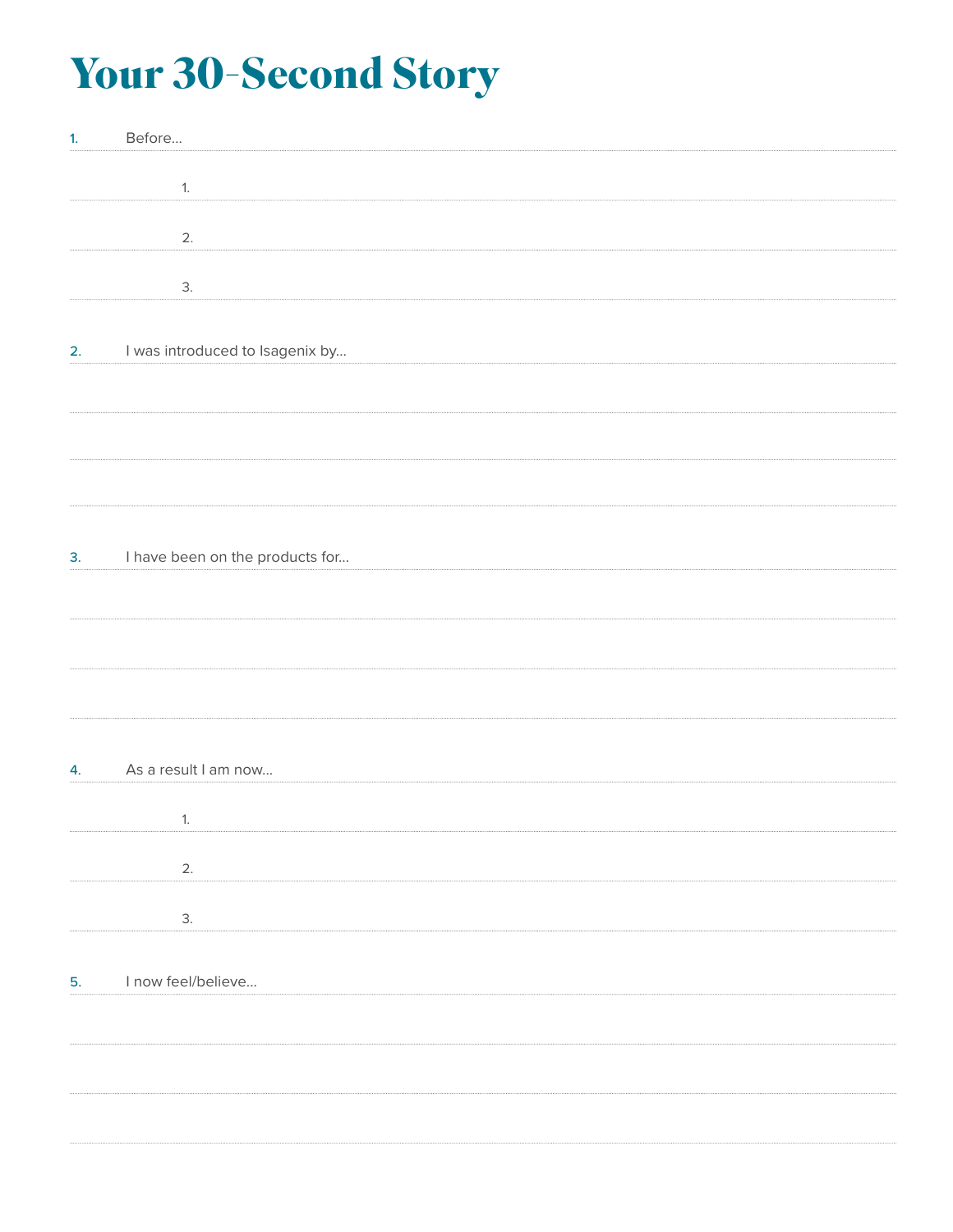# Your 30-Second Story

1. Before…
    1.
    2.
    3.

2. I was introduced to Isagenix by…

3. I have been on the products for…

4. As a result I am now…
    1.
    2.
    3.

5. I now feel/believe…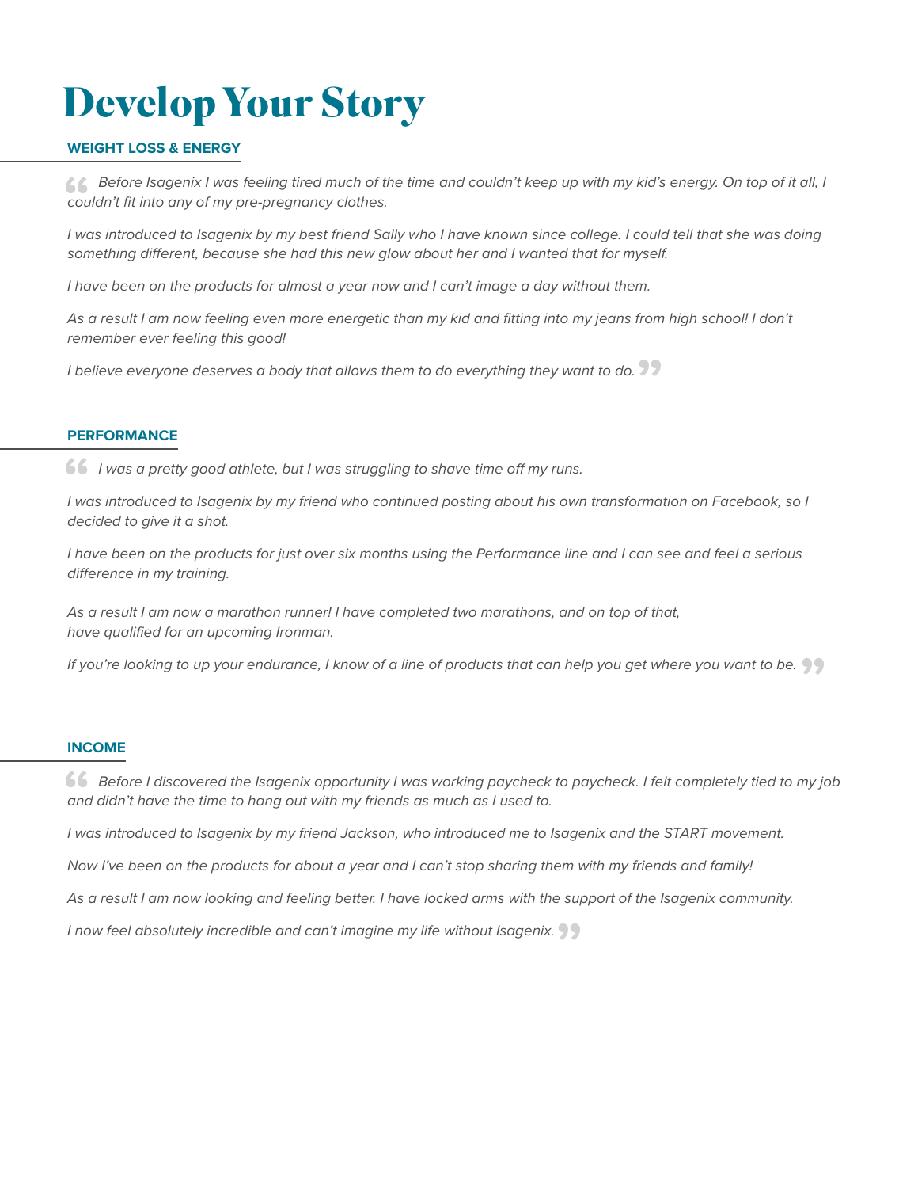# Develop Your Story

## WEIGHT LOSS & ENERGY

*Before Isagenix I was feeling tired much of the time and couldn't keep up with my kid's energy. On top of it all, I couldn't fit into any of my pre-pregnancy clothes.*

*I was introduced to Isagenix by my best friend Sally who I have known since college. I could tell that she was doing something different, because she had this new glow about her and I wanted that for myself.*

*I have been on the products for almost a year now and I can't image a day without them.*

*As a result I am now feeling even more energetic than my kid and fitting into my jeans from high school! I don't remember ever feeling this good!*

*I believe everyone deserves a body that allows them to do everything they want to do.*

## PERFORMANCE

*I was a pretty good athlete, but I was struggling to shave time off my runs.*

*I was introduced to Isagenix by my friend who continued posting about his own transformation on Facebook, so I decided to give it a shot.*

*I have been on the products for just over six months using the Performance line and I can see and feel a serious difference in my training.*

*As a result I am now a marathon runner! I have completed two marathons, and on top of that, have qualified for an upcoming Ironman.*

*If you're looking to up your endurance, I know of a line of products that can help you get where you want to be.*

## INCOME

*Before I discovered the Isagenix opportunity I was working paycheck to paycheck. I felt completely tied to my job and didn't have the time to hang out with my friends as much as I used to.*

*I was introduced to Isagenix by my friend Jackson, who introduced me to Isagenix and the START movement.*

*Now I've been on the products for about a year and I can't stop sharing them with my friends and family!*

*As a result I am now looking and feeling better. I have locked arms with the support of the Isagenix community.*

*I now feel absolutely incredible and can't imagine my life without Isagenix.*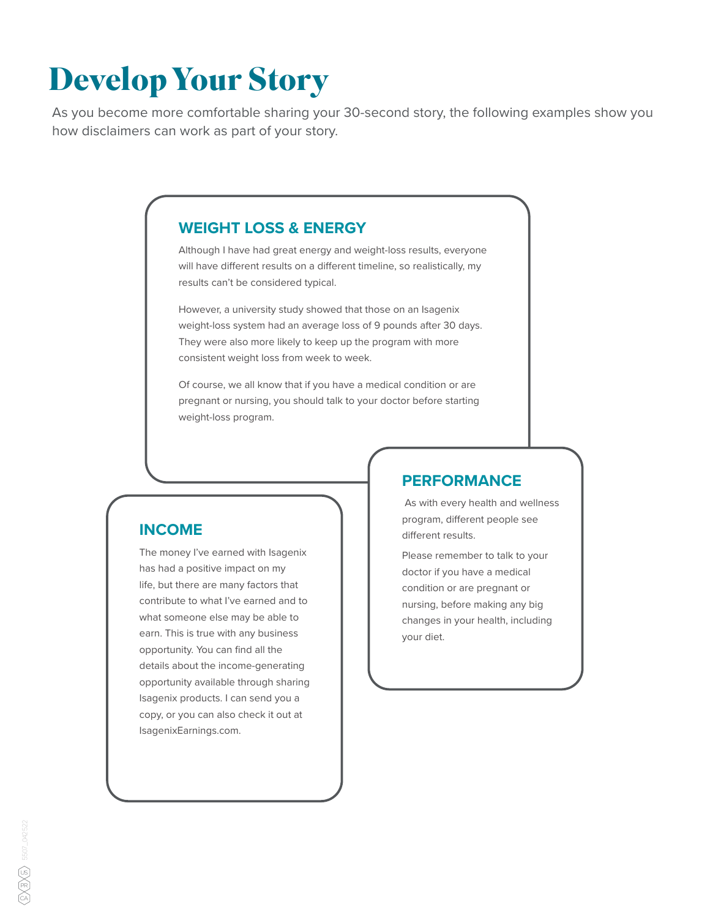# Develop Your Story

As you become more comfortable sharing your 30-second story, the following examples show you how disclaimers can work as part of your story.

## WEIGHT LOSS & ENERGY

Although I have had great energy and weight-loss results, everyone will have different results on a different timeline, so realistically, my results can't be considered typical.

However, a university study showed that those on an Isagenix weight-loss system had an average loss of 9 pounds after 30 days. They were also more likely to keep up the program with more consistent weight loss from week to week.

Of course, we all know that if you have a medical condition or are pregnant or nursing, you should talk to your doctor before starting weight-loss program.

## PERFORMANCE

As with every health and wellness program, different people see different results.

Please remember to talk to your doctor if you have a medical condition or are pregnant or nursing, before making any big changes in your health, including your diet.

## INCOME

The money I've earned with Isagenix has had a positive impact on my life, but there are many factors that contribute to what I've earned and to what someone else may be able to earn. This is true with any business opportunity. You can find all the details about the income-generating opportunity available through sharing Isagenix products. I can send you a copy, or you can also check it out at IsagenixEarnings.com.

5507_042522

US PR CA